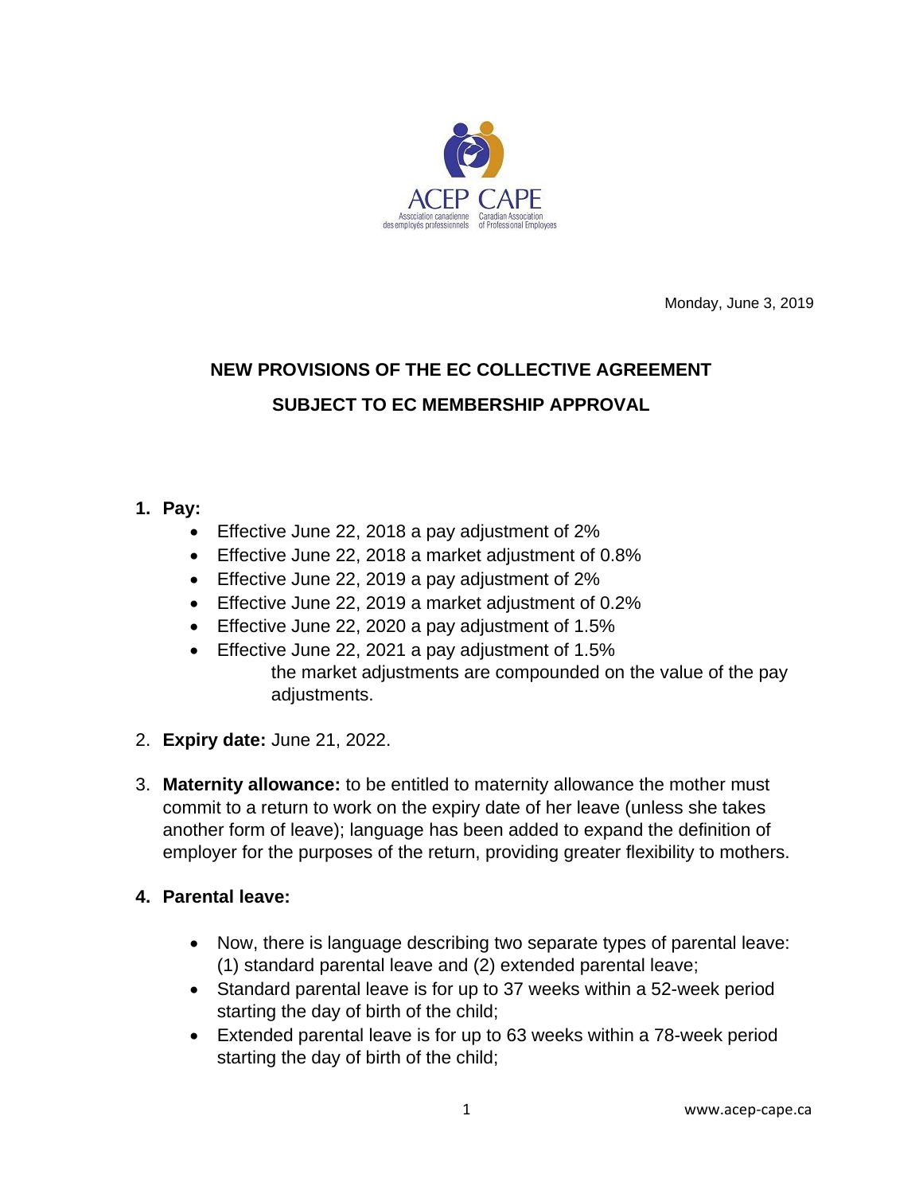ACEP CAPE

Association canadienne des employés professionnels | Canadian Association of Professional Employees

Monday, June 3, 2019

## NEW PROVISIONS OF THE EC COLLECTIVE AGREEMENT

## SUBJECT TO EC MEMBERSHIP APPROVAL

1. **Pay:**
   - Effective June 22, 2018 a pay adjustment of 2%
   - Effective June 22, 2018 a market adjustment of 0.8%
   - Effective June 22, 2019 a pay adjustment of 2%
   - Effective June 22, 2019 a market adjustment of 0.2%
   - Effective June 22, 2020 a pay adjustment of 1.5%
   - Effective June 22, 2021 a pay adjustment of 1.5%

     the market adjustments are compounded on the value of the pay adjustments.

2. **Expiry date:** June 21, 2022.

3. **Maternity allowance:** to be entitled to maternity allowance the mother must commit to a return to work on the expiry date of her leave (unless she takes another form of leave); language has been added to expand the definition of employer for the purposes of the return, providing greater flexibility to mothers.

4. **Parental leave:**
   - Now, there is language describing two separate types of parental leave: (1) standard parental leave and (2) extended parental leave;
   - Standard parental leave is for up to 37 weeks within a 52-week period starting the day of birth of the child;
   - Extended parental leave is for up to 63 weeks within a 78-week period starting the day of birth of the child;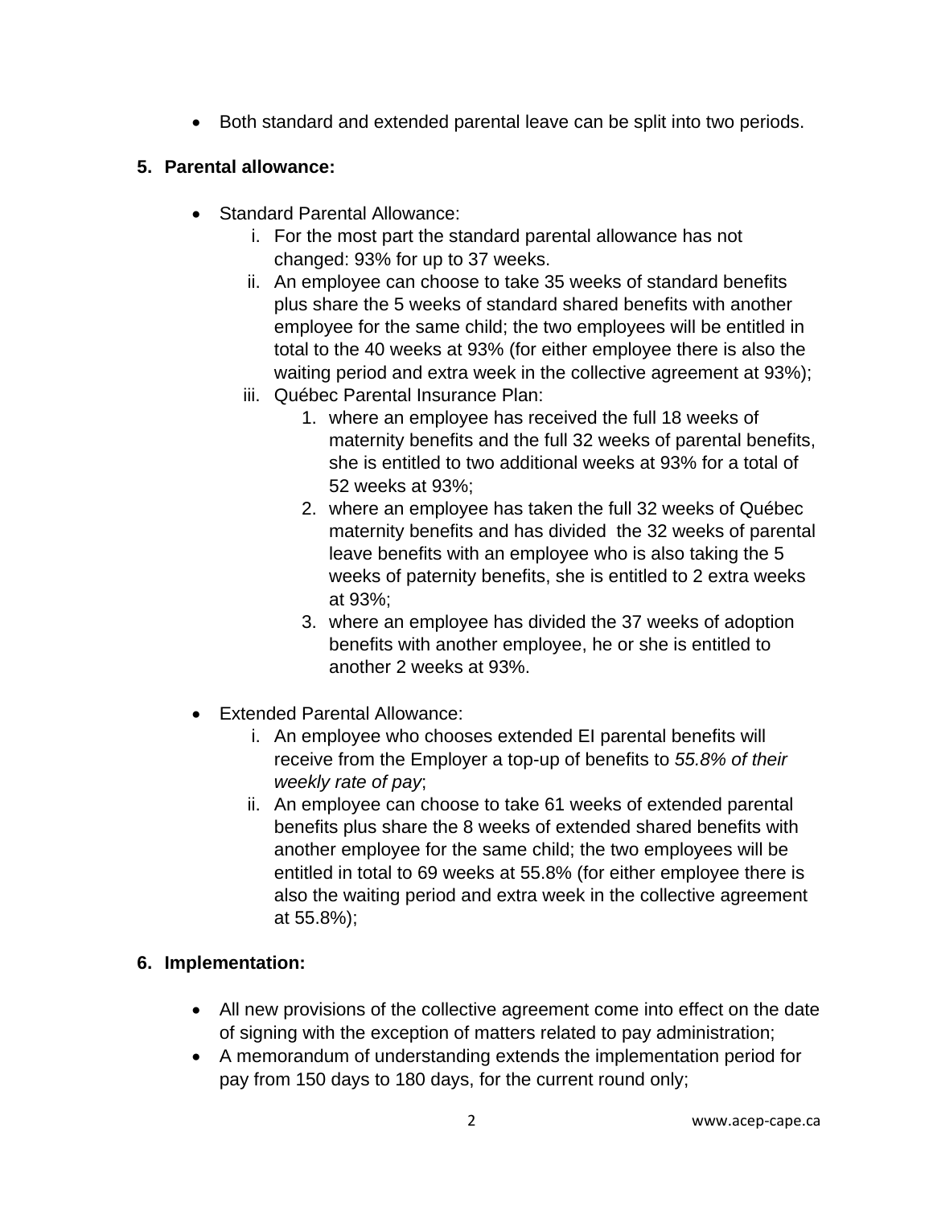- Both standard and extended parental leave can be split into two periods.

**5. Parental allowance:**

- Standard Parental Allowance:
    1. For the most part the standard parental allowance has not changed: 93% for up to 37 weeks.
    2. An employee can choose to take 35 weeks of standard benefits plus share the 5 weeks of standard shared benefits with another employee for the same child; the two employees will be entitled in total to the 40 weeks at 93% (for either employee there is also the waiting period and extra week in the collective agreement at 93%);
    3. Québec Parental Insurance Plan:
        1. where an employee has received the full 18 weeks of maternity benefits and the full 32 weeks of parental benefits, she is entitled to two additional weeks at 93% for a total of 52 weeks at 93%;
        2. where an employee has taken the full 32 weeks of Québec maternity benefits and has divided the 32 weeks of parental leave benefits with an employee who is also taking the 5 weeks of paternity benefits, she is entitled to 2 extra weeks at 93%;
        3. where an employee has divided the 37 weeks of adoption benefits with another employee, he or she is entitled to another 2 weeks at 93%.

- Extended Parental Allowance:
    1. An employee who chooses extended EI parental benefits will receive from the Employer a top-up of benefits to *55.8% of their weekly rate of pay*;
    2. An employee can choose to take 61 weeks of extended parental benefits plus share the 8 weeks of extended shared benefits with another employee for the same child; the two employees will be entitled in total to 69 weeks at 55.8% (for either employee there is also the waiting period and extra week in the collective agreement at 55.8%);

**6. Implementation:**

- All new provisions of the collective agreement come into effect on the date of signing with the exception of matters related to pay administration;
- A memorandum of understanding extends the implementation period for pay from 150 days to 180 days, for the current round only;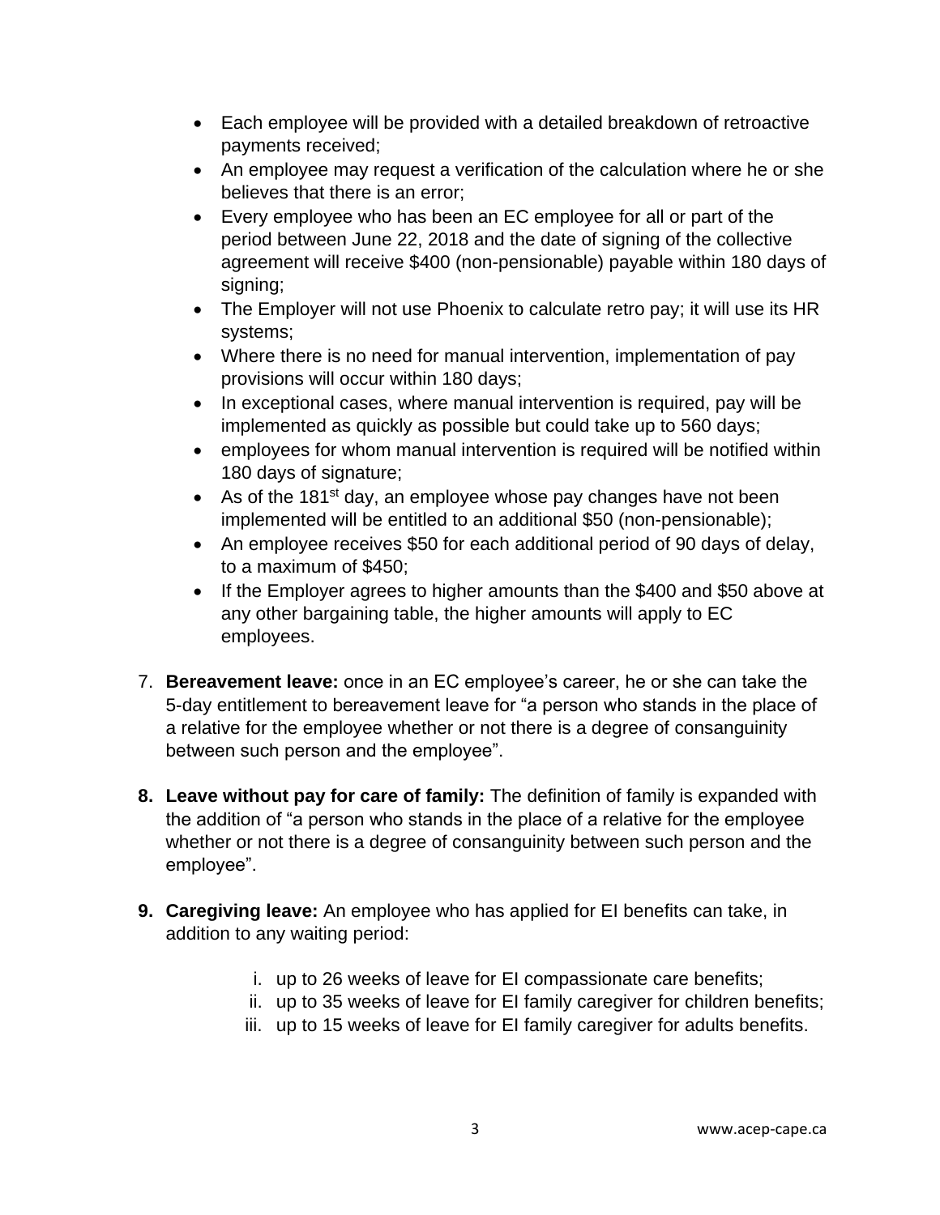- Each employee will be provided with a detailed breakdown of retroactive payments received;
- An employee may request a verification of the calculation where he or she believes that there is an error;
- Every employee who has been an EC employee for all or part of the period between June 22, 2018 and the date of signing of the collective agreement will receive $400 (non-pensionable) payable within 180 days of signing;
- The Employer will not use Phoenix to calculate retro pay; it will use its HR systems;
- Where there is no need for manual intervention, implementation of pay provisions will occur within 180 days;
- In exceptional cases, where manual intervention is required, pay will be implemented as quickly as possible but could take up to 560 days;
- employees for whom manual intervention is required will be notified within 180 days of signature;
- As of the 181st day, an employee whose pay changes have not been implemented will be entitled to an additional $50 (non-pensionable);
- An employee receives $50 for each additional period of 90 days of delay, to a maximum of $450;
- If the Employer agrees to higher amounts than the $400 and $50 above at any other bargaining table, the higher amounts will apply to EC employees.

7. **Bereavement leave:** once in an EC employee's career, he or she can take the 5-day entitlement to bereavement leave for "a person who stands in the place of a relative for the employee whether or not there is a degree of consanguinity between such person and the employee".

8. **Leave without pay for care of family:** The definition of family is expanded with the addition of "a person who stands in the place of a relative for the employee whether or not there is a degree of consanguinity between such person and the employee".

9. **Caregiving leave:** An employee who has applied for EI benefits can take, in addition to any waiting period:

   i. up to 26 weeks of leave for EI compassionate care benefits;
   ii. up to 35 weeks of leave for EI family caregiver for children benefits;
   iii. up to 15 weeks of leave for EI family caregiver for adults benefits.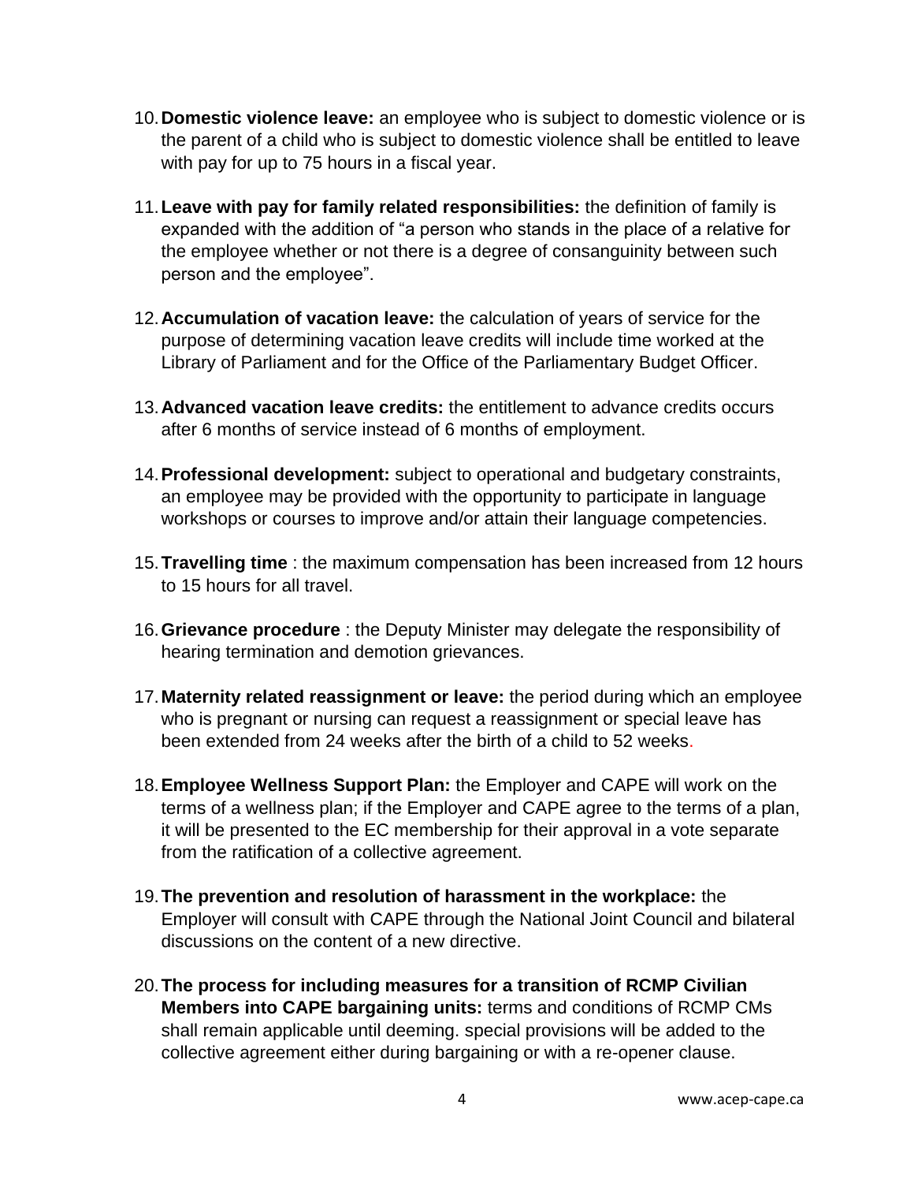10. **Domestic violence leave:** an employee who is subject to domestic violence or is the parent of a child who is subject to domestic violence shall be entitled to leave with pay for up to 75 hours in a fiscal year.

11. **Leave with pay for family related responsibilities:** the definition of family is expanded with the addition of "a person who stands in the place of a relative for the employee whether or not there is a degree of consanguinity between such person and the employee".

12. **Accumulation of vacation leave:** the calculation of years of service for the purpose of determining vacation leave credits will include time worked at the Library of Parliament and for the Office of the Parliamentary Budget Officer.

13. **Advanced vacation leave credits:** the entitlement to advance credits occurs after 6 months of service instead of 6 months of employment.

14. **Professional development:** subject to operational and budgetary constraints, an employee may be provided with the opportunity to participate in language workshops or courses to improve and/or attain their language competencies.

15. **Travelling time** : the maximum compensation has been increased from 12 hours to 15 hours for all travel.

16. **Grievance procedure** : the Deputy Minister may delegate the responsibility of hearing termination and demotion grievances.

17. **Maternity related reassignment or leave:** the period during which an employee who is pregnant or nursing can request a reassignment or special leave has been extended from 24 weeks after the birth of a child to 52 weeks.

18. **Employee Wellness Support Plan:** the Employer and CAPE will work on the terms of a wellness plan; if the Employer and CAPE agree to the terms of a plan, it will be presented to the EC membership for their approval in a vote separate from the ratification of a collective agreement.

19. **The prevention and resolution of harassment in the workplace:** the Employer will consult with CAPE through the National Joint Council and bilateral discussions on the content of a new directive.

20. **The process for including measures for a transition of RCMP Civilian Members into CAPE bargaining units:** terms and conditions of RCMP CMs shall remain applicable until deeming. special provisions will be added to the collective agreement either during bargaining or with a re-opener clause.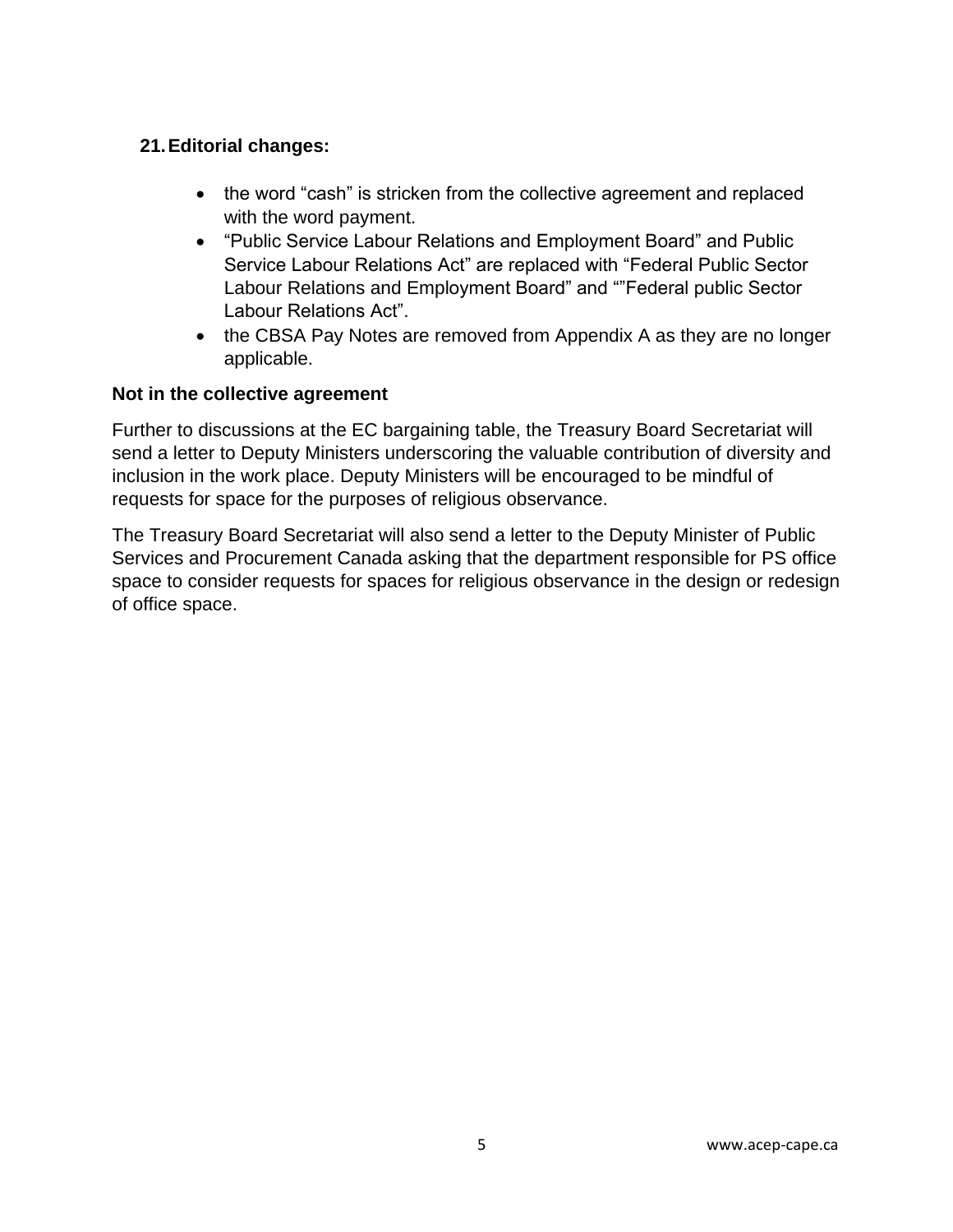21. **Editorial changes:**

- the word “cash” is stricken from the collective agreement and replaced with the word payment.
- “Public Service Labour Relations and Employment Board” and Public Service Labour Relations Act” are replaced with “Federal Public Sector Labour Relations and Employment Board” and “”Federal public Sector Labour Relations Act”.
- the CBSA Pay Notes are removed from Appendix A as they are no longer applicable.

**Not in the collective agreement**

Further to discussions at the EC bargaining table, the Treasury Board Secretariat will send a letter to Deputy Ministers underscoring the valuable contribution of diversity and inclusion in the work place. Deputy Ministers will be encouraged to be mindful of requests for space for the purposes of religious observance.

The Treasury Board Secretariat will also send a letter to the Deputy Minister of Public Services and Procurement Canada asking that the department responsible for PS office space to consider requests for spaces for religious observance in the design or redesign of office space.